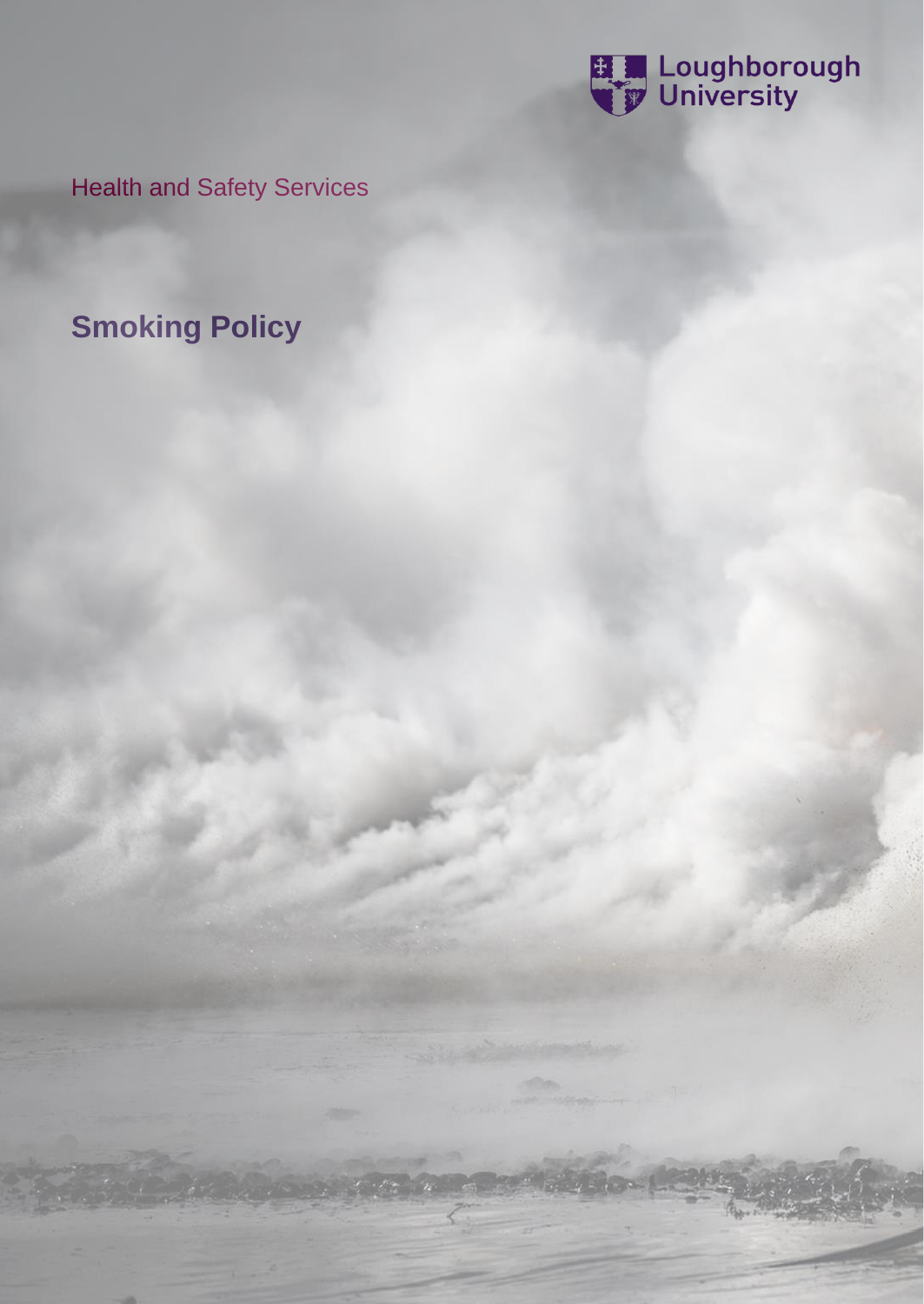Loughborough University

Health and Safety Services

# Smoking Policy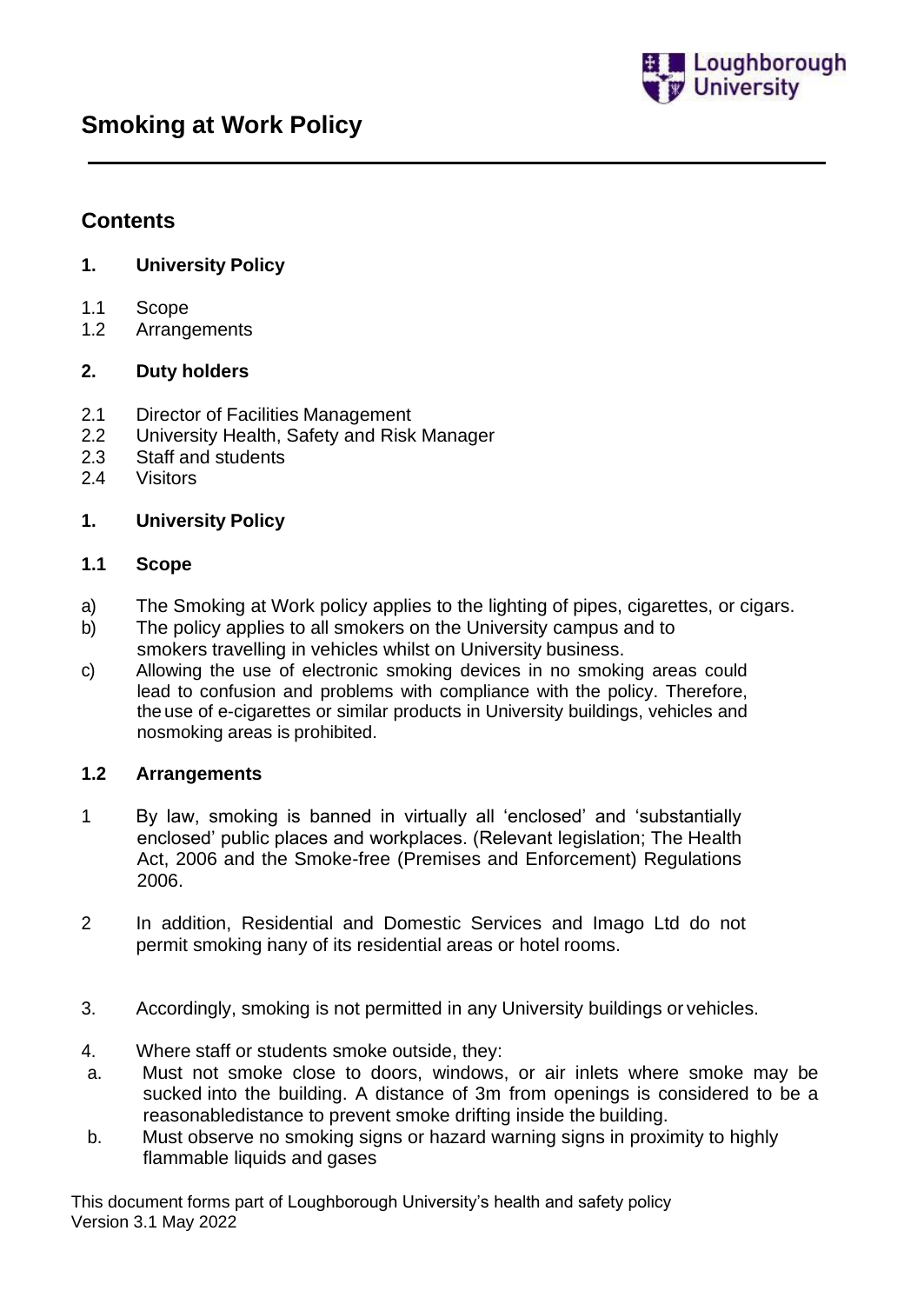# Smoking at Work Policy

## Contents

**1. University Policy**

1.1 Scope
1.2 Arrangements

**2. Duty holders**

2.1 Director of Facilities Management
2.2 University Health, Safety and Risk Manager
2.3 Staff and students
2.4 Visitors

## 1. University Policy

### 1.1 Scope

a) The Smoking at Work policy applies to the lighting of pipes, cigarettes, or cigars.

b) The policy applies to all smokers on the University campus and to smokers travelling in vehicles whilst on University business.

c) Allowing the use of electronic smoking devices in no smoking areas could lead to confusion and problems with compliance with the policy. Therefore, the use of e-cigarettes or similar products in University buildings, vehicles and nosmoking areas is prohibited.

### 1.2 Arrangements

1 By law, smoking is banned in virtually all 'enclosed' and 'substantially enclosed' public places and workplaces. (Relevant legislation; The Health Act, 2006 and the Smoke-free (Premises and Enforcement) Regulations 2006.

2 In addition, Residential and Domestic Services and Imago Ltd do not permit smoking hany of its residential areas or hotel rooms.

3. Accordingly, smoking is not permitted in any University buildings or vehicles.

4. Where staff or students smoke outside, they:

a. Must not smoke close to doors, windows, or air inlets where smoke may be sucked into the building. A distance of 3m from openings is considered to be a reasonabledistance to prevent smoke drifting inside the building.

b. Must observe no smoking signs or hazard warning signs in proximity to highly flammable liquids and gases

This document forms part of Loughborough University's health and safety policy
Version 3.1 May 2022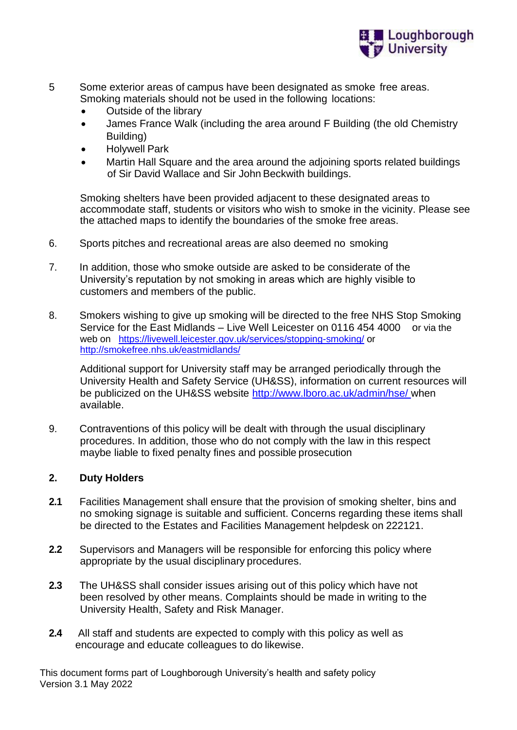5. Some exterior areas of campus have been designated as smoke free areas. Smoking materials should not be used in the following locations:
   - Outside of the library
   - James France Walk (including the area around F Building (the old Chemistry Building)
   - Holywell Park
   - Martin Hall Square and the area around the adjoining sports related buildings of Sir David Wallace and Sir John Beckwith buildings.

   Smoking shelters have been provided adjacent to these designated areas to accommodate staff, students or visitors who wish to smoke in the vicinity. Please see the attached maps to identify the boundaries of the smoke free areas.

6. Sports pitches and recreational areas are also deemed no smoking

7. In addition, those who smoke outside are asked to be considerate of the University's reputation by not smoking in areas which are highly visible to customers and members of the public.

8. Smokers wishing to give up smoking will be directed to the free NHS Stop Smoking Service for the East Midlands – Live Well Leicester on 0116 454 4000 or via the web on https://livewell.leicester.gov.uk/services/stopping-smoking/ or http://smokefree.nhs.uk/eastmidlands/

   Additional support for University staff may be arranged periodically through the University Health and Safety Service (UH&SS), information on current resources will be publicized on the UH&SS website http://www.lboro.ac.uk/admin/hse/ when available.

9. Contraventions of this policy will be dealt with through the usual disciplinary procedures. In addition, those who do not comply with the law in this respect maybe liable to fixed penalty fines and possible prosecution

## 2. Duty Holders

**2.1** Facilities Management shall ensure that the provision of smoking shelter, bins and no smoking signage is suitable and sufficient. Concerns regarding these items shall be directed to the Estates and Facilities Management helpdesk on 222121.

**2.2** Supervisors and Managers will be responsible for enforcing this policy where appropriate by the usual disciplinary procedures.

**2.3** The UH&SS shall consider issues arising out of this policy which have not been resolved by other means. Complaints should be made in writing to the University Health, Safety and Risk Manager.

**2.4** All staff and students are expected to comply with this policy as well as encourage and educate colleagues to do likewise.

This document forms part of Loughborough University's health and safety policy
Version 3.1 May 2022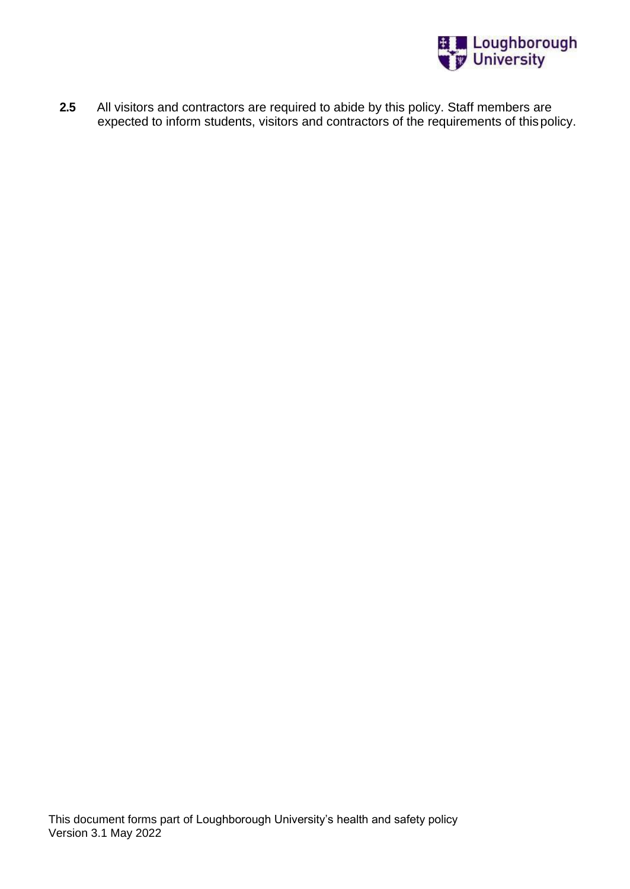**2.5** All visitors and contractors are required to abide by this policy. Staff members are expected to inform students, visitors and contractors of the requirements of this policy.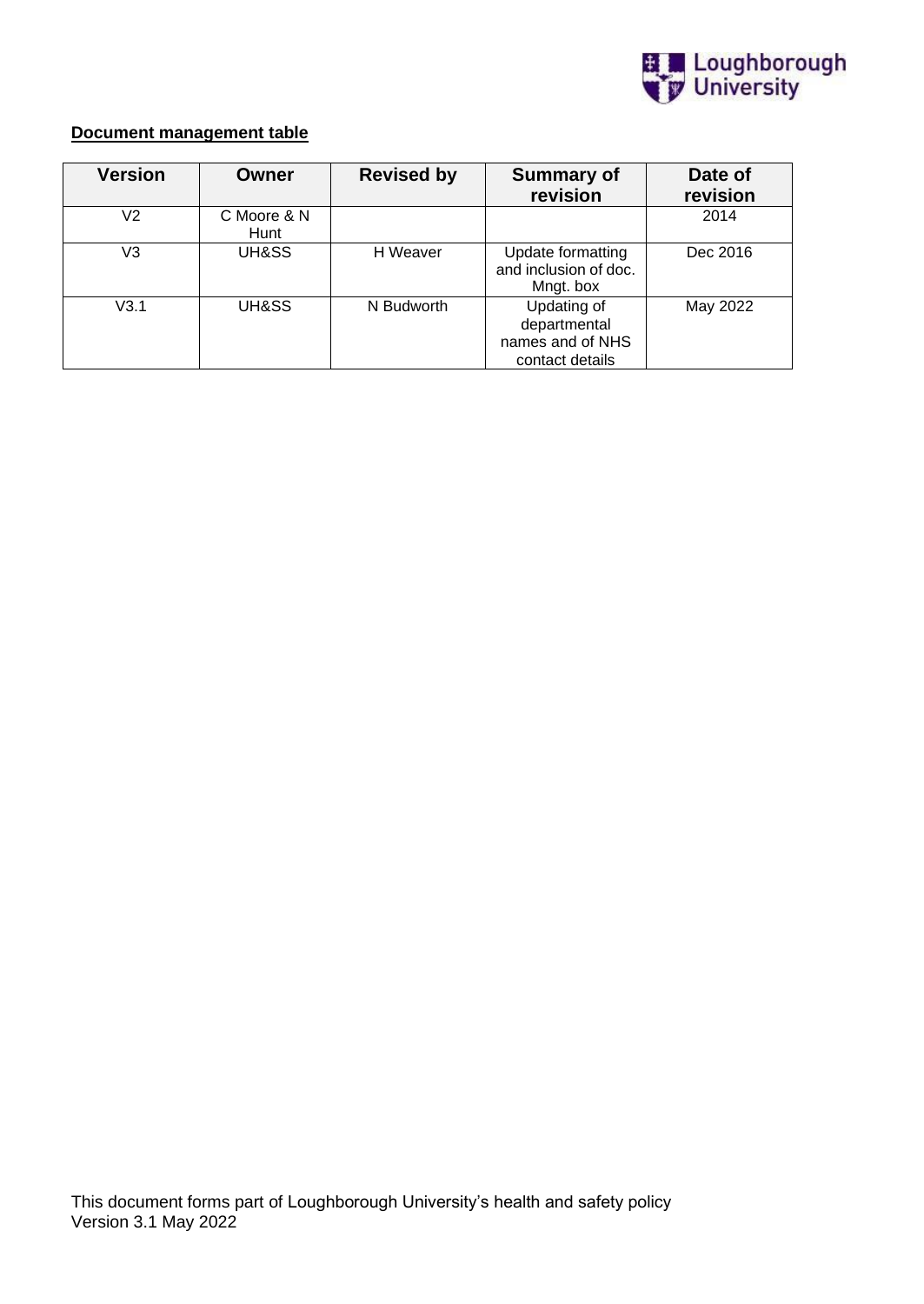**Document management table**

| Version | Owner | Revised by | Summary of revision | Date of revision |
|---|---|---|---|---|
| V2 | C Moore & N Hunt | | | 2014 |
| V3 | UH&SS | H Weaver | Update formatting and inclusion of doc. Mngt. box | Dec 2016 |
| V3.1 | UH&SS | N Budworth | Updating of departmental names and of NHS contact details | May 2022 |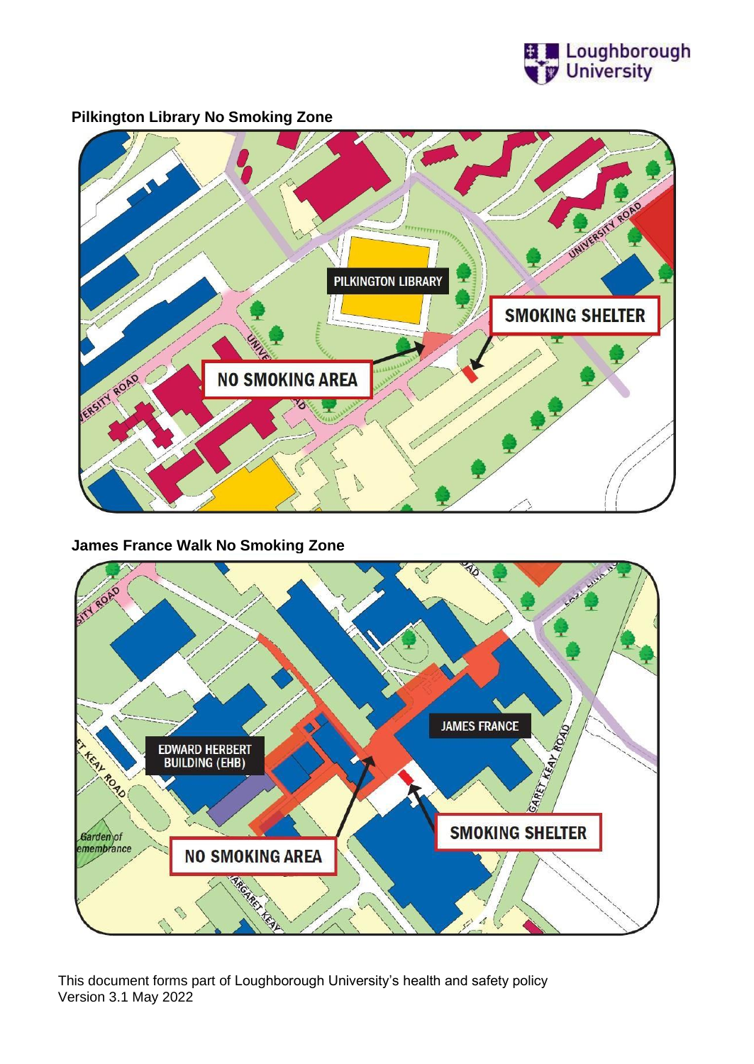## Pilkington Library No Smoking Zone

PILKINGTON LIBRARY

SMOKING SHELTER

NO SMOKING AREA

## James France Walk No Smoking Zone

JAMES FRANCE

EDWARD HERBERT BUILDING (EHB)

SMOKING SHELTER

NO SMOKING AREA

This document forms part of Loughborough University's health and safety policy
Version 3.1 May 2022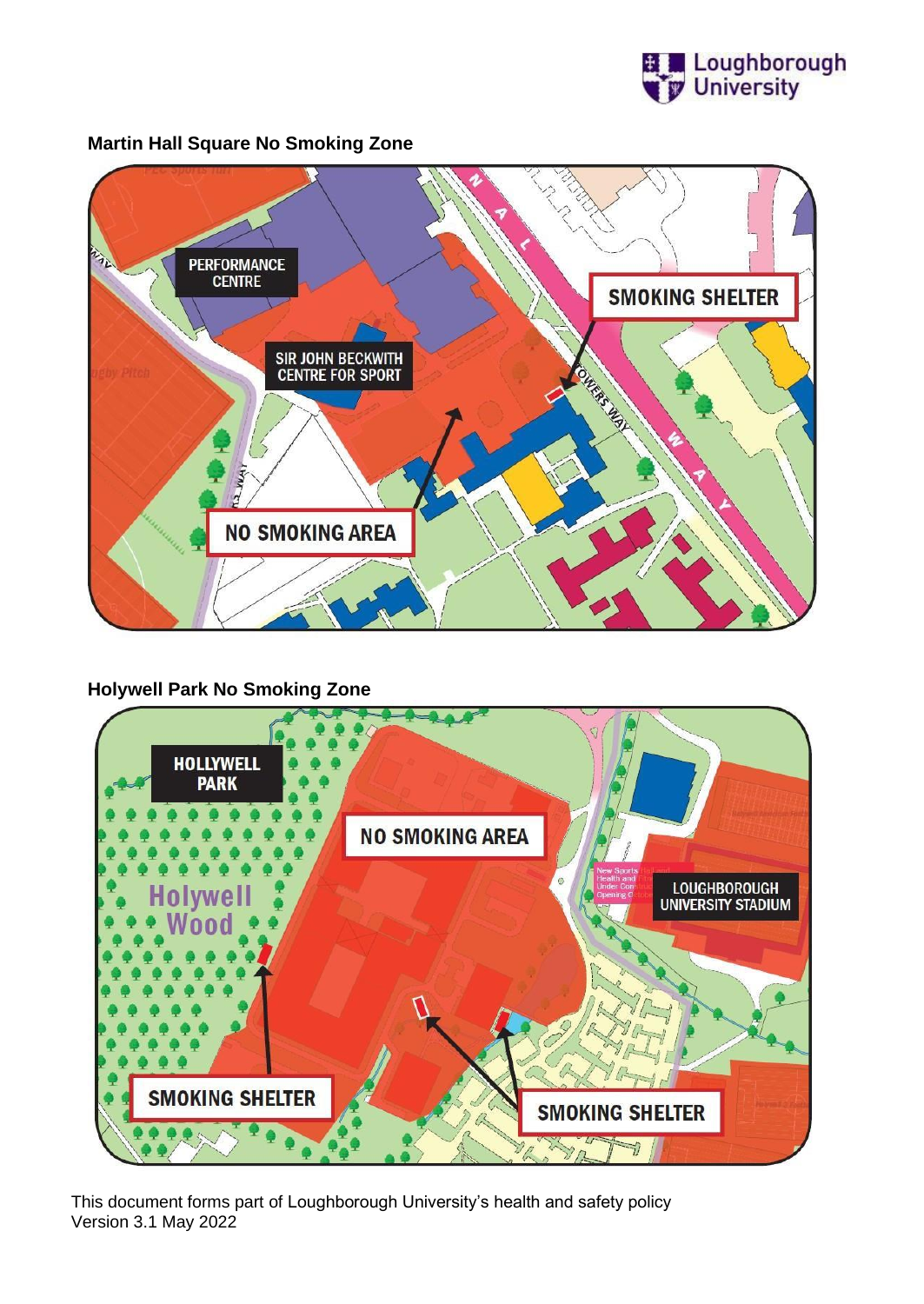## Martin Hall Square No Smoking Zone

PERFORMANCE CENTRE

SIR JOHN BECKWITH CENTRE FOR SPORT

SMOKING SHELTER

NO SMOKING AREA

## Holywell Park No Smoking Zone

HOLLYWELL PARK

NO SMOKING AREA

Holywell Wood

LOUGHBOROUGH UNIVERSITY STADIUM

SMOKING SHELTER

SMOKING SHELTER

This document forms part of Loughborough University's health and safety policy
Version 3.1 May 2022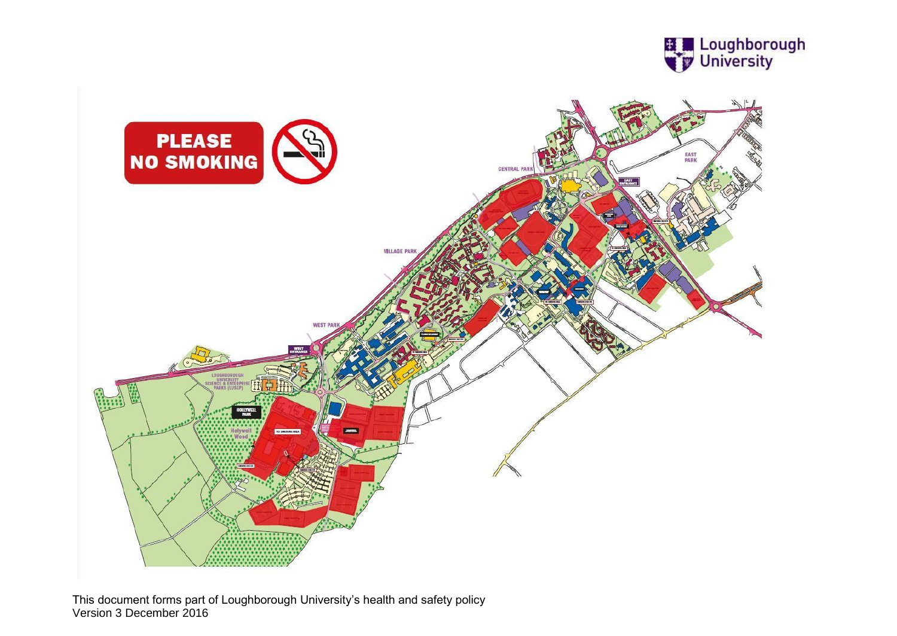Loughborough University

PLEASE NO SMOKING

CENTRAL PARK

EAST PARK

EAST ENTRANCE

VILLAGE PARK

WEST PARK

WEST ENTRANCE

LOUGHBOROUGH UNIVERSITY SCIENCE & ENTERPRISE PARKS (LUSEP)

HOLYWELL PARK

Holywell Wood

NO SMOKING AREA

This document forms part of Loughborough University's health and safety policy
Version 3 December 2016